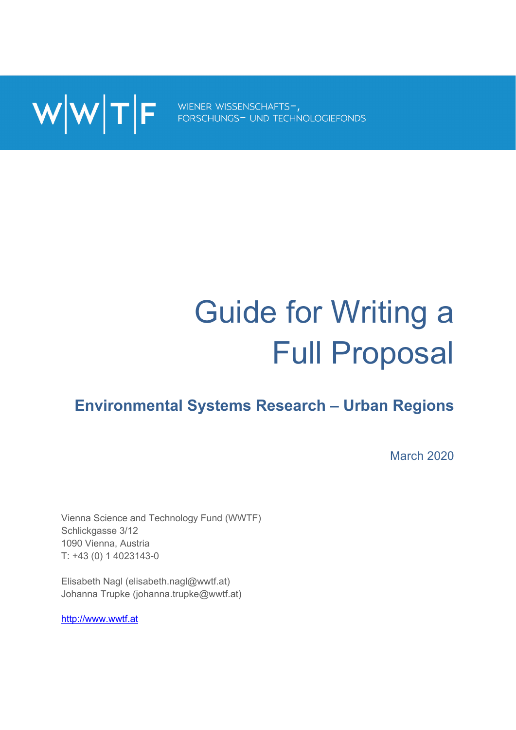W|W|T|F WIENER WISSENSCHAFTS-, FORSCHUNGS- UND TECHNOLOGIEFONDS

# Guide for Writing a Full Proposal

## Environmental Systems Research – Urban Regions

March 2020

Vienna Science and Technology Fund (WWTF)
Schlickgasse 3/12
1090 Vienna, Austria
T: +43 (0) 1 4023143-0

Elisabeth Nagl (elisabeth.nagl@wwtf.at)
Johanna Trupke (johanna.trupke@wwtf.at)

http://www.wwtf.at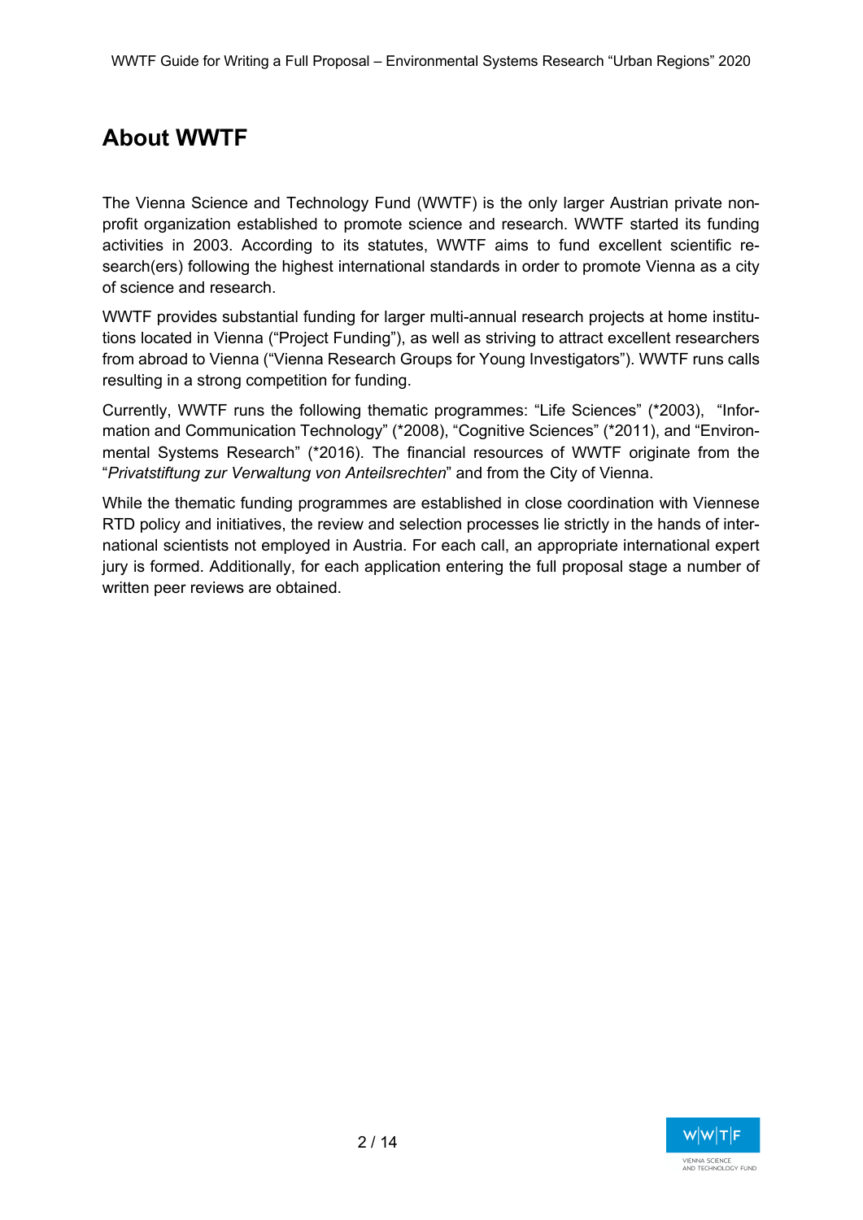# About WWTF

The Vienna Science and Technology Fund (WWTF) is the only larger Austrian private non-profit organization established to promote science and research. WWTF started its funding activities in 2003. According to its statutes, WWTF aims to fund excellent scientific research(ers) following the highest international standards in order to promote Vienna as a city of science and research.

WWTF provides substantial funding for larger multi-annual research projects at home institutions located in Vienna ("Project Funding"), as well as striving to attract excellent researchers from abroad to Vienna ("Vienna Research Groups for Young Investigators"). WWTF runs calls resulting in a strong competition for funding.

Currently, WWTF runs the following thematic programmes: "Life Sciences" (*2003), "Information and Communication Technology" (*2008), "Cognitive Sciences" (*2011), and "Environmental Systems Research" (*2016). The financial resources of WWTF originate from the "*Privatstiftung zur Verwaltung von Anteilsrechten*" and from the City of Vienna.

While the thematic funding programmes are established in close coordination with Viennese RTD policy and initiatives, the review and selection processes lie strictly in the hands of international scientists not employed in Austria. For each call, an appropriate international expert jury is formed. Additionally, for each application entering the full proposal stage a number of written peer reviews are obtained.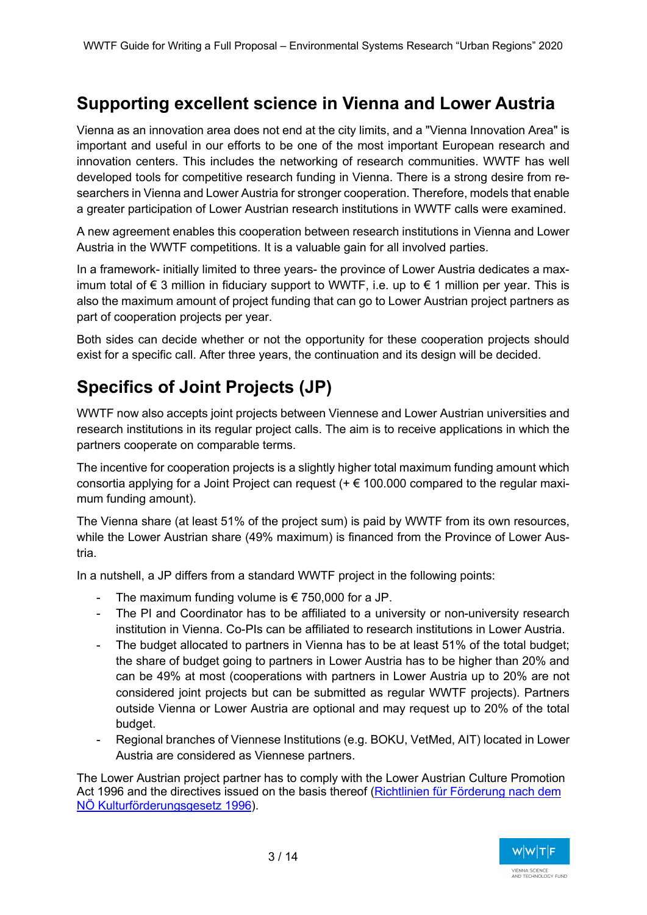## Supporting excellent science in Vienna and Lower Austria

Vienna as an innovation area does not end at the city limits, and a "Vienna Innovation Area" is important and useful in our efforts to be one of the most important European research and innovation centers. This includes the networking of research communities. WWTF has well developed tools for competitive research funding in Vienna. There is a strong desire from researchers in Vienna and Lower Austria for stronger cooperation. Therefore, models that enable a greater participation of Lower Austrian research institutions in WWTF calls were examined.

A new agreement enables this cooperation between research institutions in Vienna and Lower Austria in the WWTF competitions. It is a valuable gain for all involved parties.

In a framework- initially limited to three years- the province of Lower Austria dedicates a maximum total of € 3 million in fiduciary support to WWTF, i.e. up to € 1 million per year. This is also the maximum amount of project funding that can go to Lower Austrian project partners as part of cooperation projects per year.

Both sides can decide whether or not the opportunity for these cooperation projects should exist for a specific call. After three years, the continuation and its design will be decided.

## Specifics of Joint Projects (JP)

WWTF now also accepts joint projects between Viennese and Lower Austrian universities and research institutions in its regular project calls. The aim is to receive applications in which the partners cooperate on comparable terms.

The incentive for cooperation projects is a slightly higher total maximum funding amount which consortia applying for a Joint Project can request (+ € 100.000 compared to the regular maximum funding amount).

The Vienna share (at least 51% of the project sum) is paid by WWTF from its own resources, while the Lower Austrian share (49% maximum) is financed from the Province of Lower Austria.

In a nutshell, a JP differs from a standard WWTF project in the following points:

- The maximum funding volume is € 750,000 for a JP.
- The PI and Coordinator has to be affiliated to a university or non-university research institution in Vienna. Co-PIs can be affiliated to research institutions in Lower Austria.
- The budget allocated to partners in Vienna has to be at least 51% of the total budget; the share of budget going to partners in Lower Austria has to be higher than 20% and can be 49% at most (cooperations with partners in Lower Austria up to 20% are not considered joint projects but can be submitted as regular WWTF projects). Partners outside Vienna or Lower Austria are optional and may request up to 20% of the total budget.
- Regional branches of Viennese Institutions (e.g. BOKU, VetMed, AIT) located in Lower Austria are considered as Viennese partners.

The Lower Austrian project partner has to comply with the Lower Austrian Culture Promotion Act 1996 and the directives issued on the basis thereof (Richtlinien für Förderung nach dem NÖ Kulturförderungsgesetz 1996).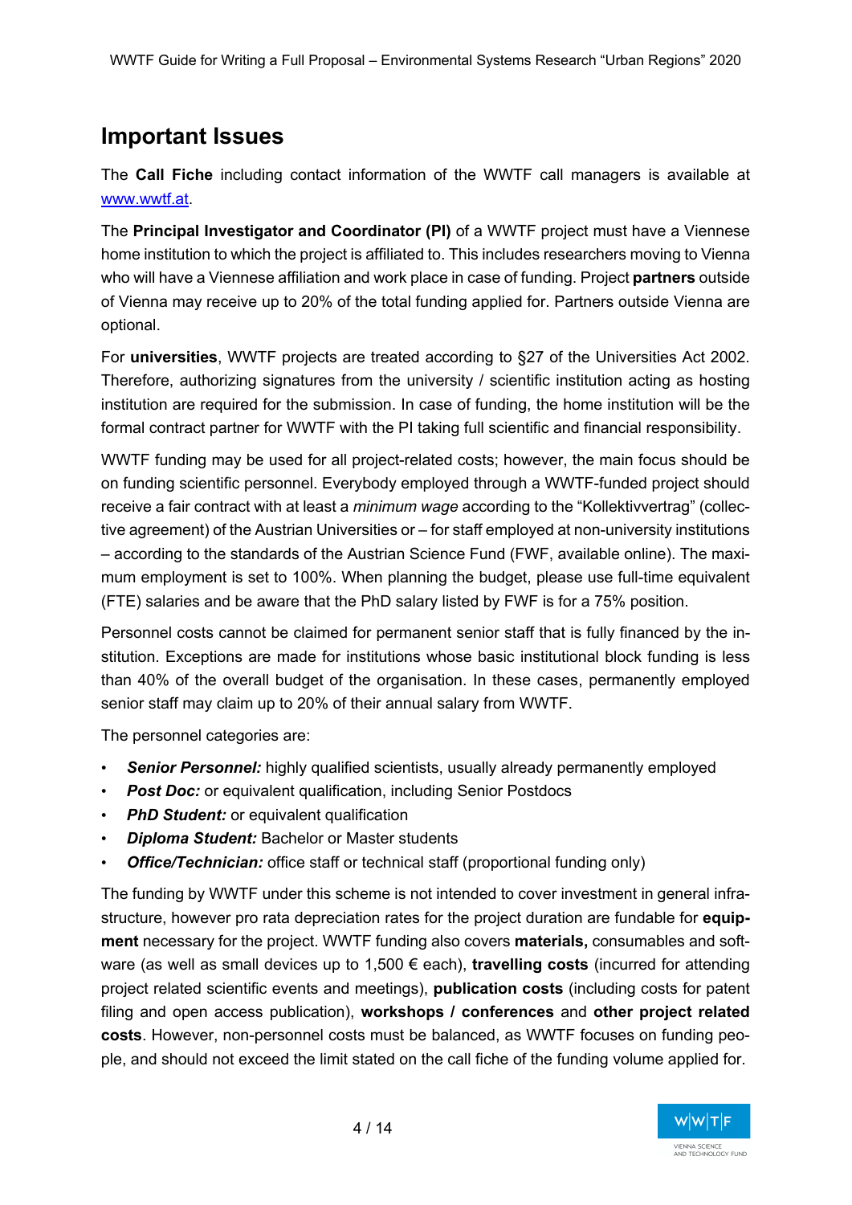## Important Issues

The **Call Fiche** including contact information of the WWTF call managers is available at [www.wwtf.at](www.wwtf.at).

The **Principal Investigator and Coordinator (PI)** of a WWTF project must have a Viennese home institution to which the project is affiliated to. This includes researchers moving to Vienna who will have a Viennese affiliation and work place in case of funding. Project **partners** outside of Vienna may receive up to 20% of the total funding applied for. Partners outside Vienna are optional.

For **universities**, WWTF projects are treated according to §27 of the Universities Act 2002. Therefore, authorizing signatures from the university / scientific institution acting as hosting institution are required for the submission. In case of funding, the home institution will be the formal contract partner for WWTF with the PI taking full scientific and financial responsibility.

WWTF funding may be used for all project-related costs; however, the main focus should be on funding scientific personnel. Everybody employed through a WWTF-funded project should receive a fair contract with at least a *minimum wage* according to the "Kollektivvertrag" (collective agreement) of the Austrian Universities or – for staff employed at non-university institutions – according to the standards of the Austrian Science Fund (FWF, available online). The maximum employment is set to 100%. When planning the budget, please use full-time equivalent (FTE) salaries and be aware that the PhD salary listed by FWF is for a 75% position.

Personnel costs cannot be claimed for permanent senior staff that is fully financed by the institution. Exceptions are made for institutions whose basic institutional block funding is less than 40% of the overall budget of the organisation. In these cases, permanently employed senior staff may claim up to 20% of their annual salary from WWTF.

The personnel categories are:

- ***Senior Personnel:*** highly qualified scientists, usually already permanently employed
- ***Post Doc:*** or equivalent qualification, including Senior Postdocs
- ***PhD Student:*** or equivalent qualification
- ***Diploma Student:*** Bachelor or Master students
- ***Office/Technician:*** office staff or technical staff (proportional funding only)

The funding by WWTF under this scheme is not intended to cover investment in general infrastructure, however pro rata depreciation rates for the project duration are fundable for **equipment** necessary for the project. WWTF funding also covers **materials,** consumables and software (as well as small devices up to 1,500 € each), **travelling costs** (incurred for attending project related scientific events and meetings), **publication costs** (including costs for patent filing and open access publication), **workshops / conferences** and **other project related costs**. However, non-personnel costs must be balanced, as WWTF focuses on funding people, and should not exceed the limit stated on the call fiche of the funding volume applied for.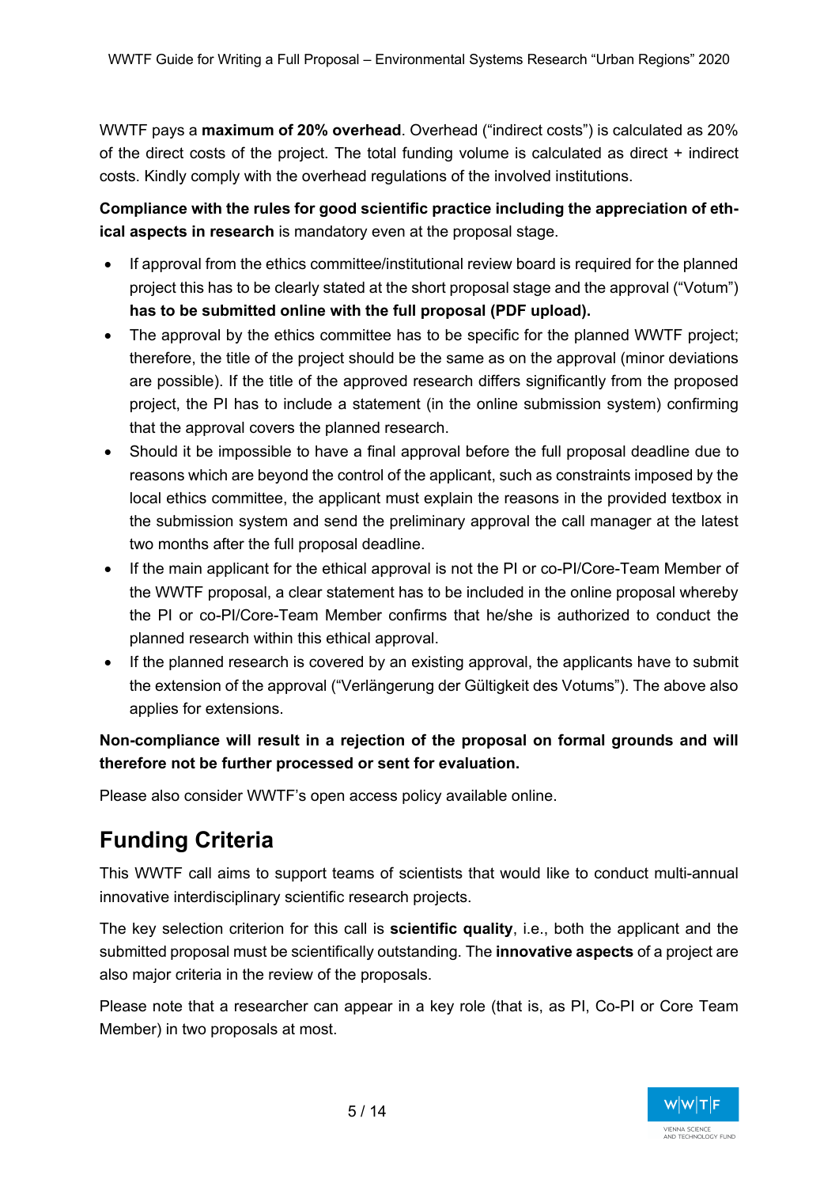WWTF pays a **maximum of 20% overhead**. Overhead ("indirect costs") is calculated as 20% of the direct costs of the project. The total funding volume is calculated as direct + indirect costs. Kindly comply with the overhead regulations of the involved institutions.

**Compliance with the rules for good scientific practice including the appreciation of ethical aspects in research** is mandatory even at the proposal stage.

- If approval from the ethics committee/institutional review board is required for the planned project this has to be clearly stated at the short proposal stage and the approval ("Votum") **has to be submitted online with the full proposal (PDF upload).**
- The approval by the ethics committee has to be specific for the planned WWTF project; therefore, the title of the project should be the same as on the approval (minor deviations are possible). If the title of the approved research differs significantly from the proposed project, the PI has to include a statement (in the online submission system) confirming that the approval covers the planned research.
- Should it be impossible to have a final approval before the full proposal deadline due to reasons which are beyond the control of the applicant, such as constraints imposed by the local ethics committee, the applicant must explain the reasons in the provided textbox in the submission system and send the preliminary approval the call manager at the latest two months after the full proposal deadline.
- If the main applicant for the ethical approval is not the PI or co-PI/Core-Team Member of the WWTF proposal, a clear statement has to be included in the online proposal whereby the PI or co-PI/Core-Team Member confirms that he/she is authorized to conduct the planned research within this ethical approval.
- If the planned research is covered by an existing approval, the applicants have to submit the extension of the approval ("Verlängerung der Gültigkeit des Votums"). The above also applies for extensions.

**Non-compliance will result in a rejection of the proposal on formal grounds and will therefore not be further processed or sent for evaluation.**

Please also consider WWTF's open access policy available online.

# Funding Criteria

This WWTF call aims to support teams of scientists that would like to conduct multi-annual innovative interdisciplinary scientific research projects.

The key selection criterion for this call is **scientific quality**, i.e., both the applicant and the submitted proposal must be scientifically outstanding. The **innovative aspects** of a project are also major criteria in the review of the proposals.

Please note that a researcher can appear in a key role (that is, as PI, Co-PI or Core Team Member) in two proposals at most.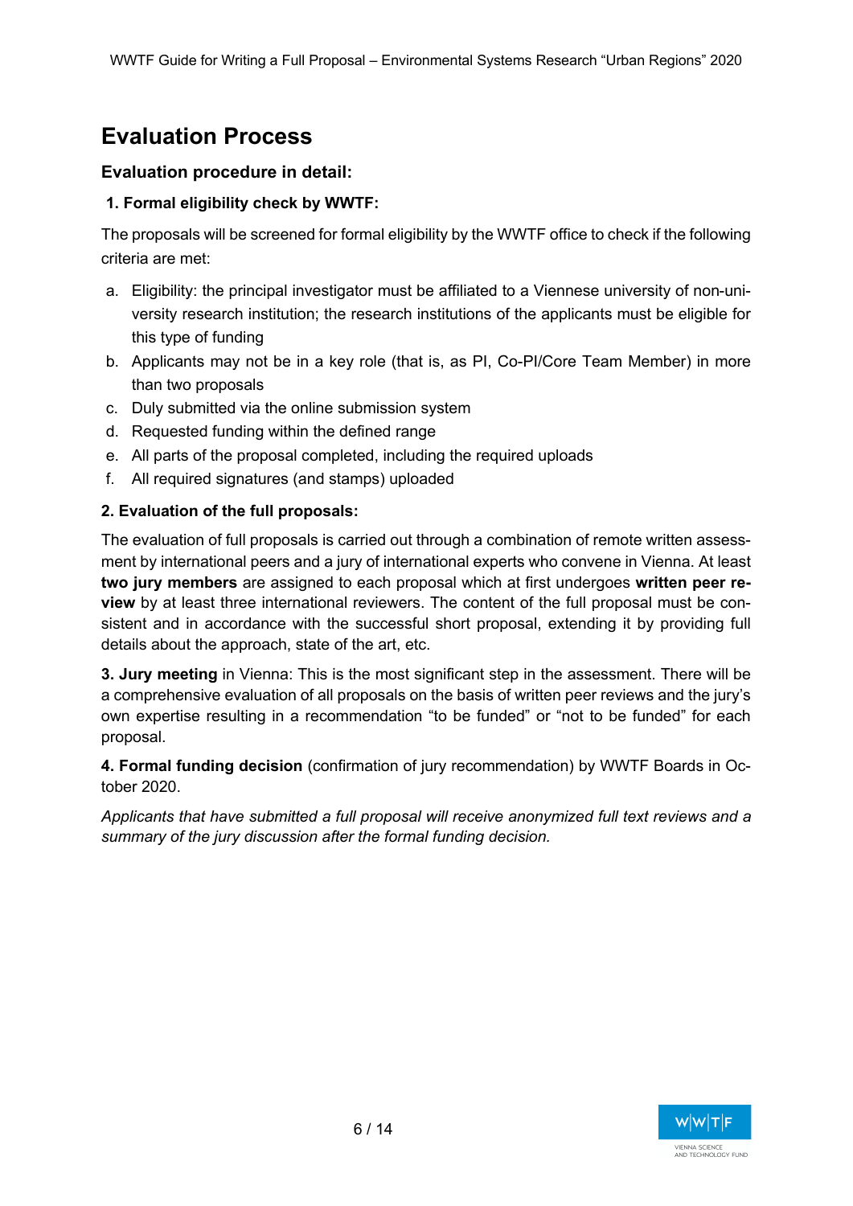# Evaluation Process

### Evaluation procedure in detail:

**1. Formal eligibility check by WWTF:**

The proposals will be screened for formal eligibility by the WWTF office to check if the following criteria are met:

a. Eligibility: the principal investigator must be affiliated to a Viennese university of non-university research institution; the research institutions of the applicants must be eligible for this type of funding
b. Applicants may not be in a key role (that is, as PI, Co-PI/Core Team Member) in more than two proposals
c. Duly submitted via the online submission system
d. Requested funding within the defined range
e. All parts of the proposal completed, including the required uploads
f. All required signatures (and stamps) uploaded

**2. Evaluation of the full proposals:**

The evaluation of full proposals is carried out through a combination of remote written assessment by international peers and a jury of international experts who convene in Vienna. At least **two jury members** are assigned to each proposal which at first undergoes **written peer review** by at least three international reviewers. The content of the full proposal must be consistent and in accordance with the successful short proposal, extending it by providing full details about the approach, state of the art, etc.

**3. Jury meeting** in Vienna: This is the most significant step in the assessment. There will be a comprehensive evaluation of all proposals on the basis of written peer reviews and the jury's own expertise resulting in a recommendation "to be funded" or "not to be funded" for each proposal.

**4. Formal funding decision** (confirmation of jury recommendation) by WWTF Boards in October 2020.

*Applicants that have submitted a full proposal will receive anonymized full text reviews and a summary of the jury discussion after the formal funding decision.*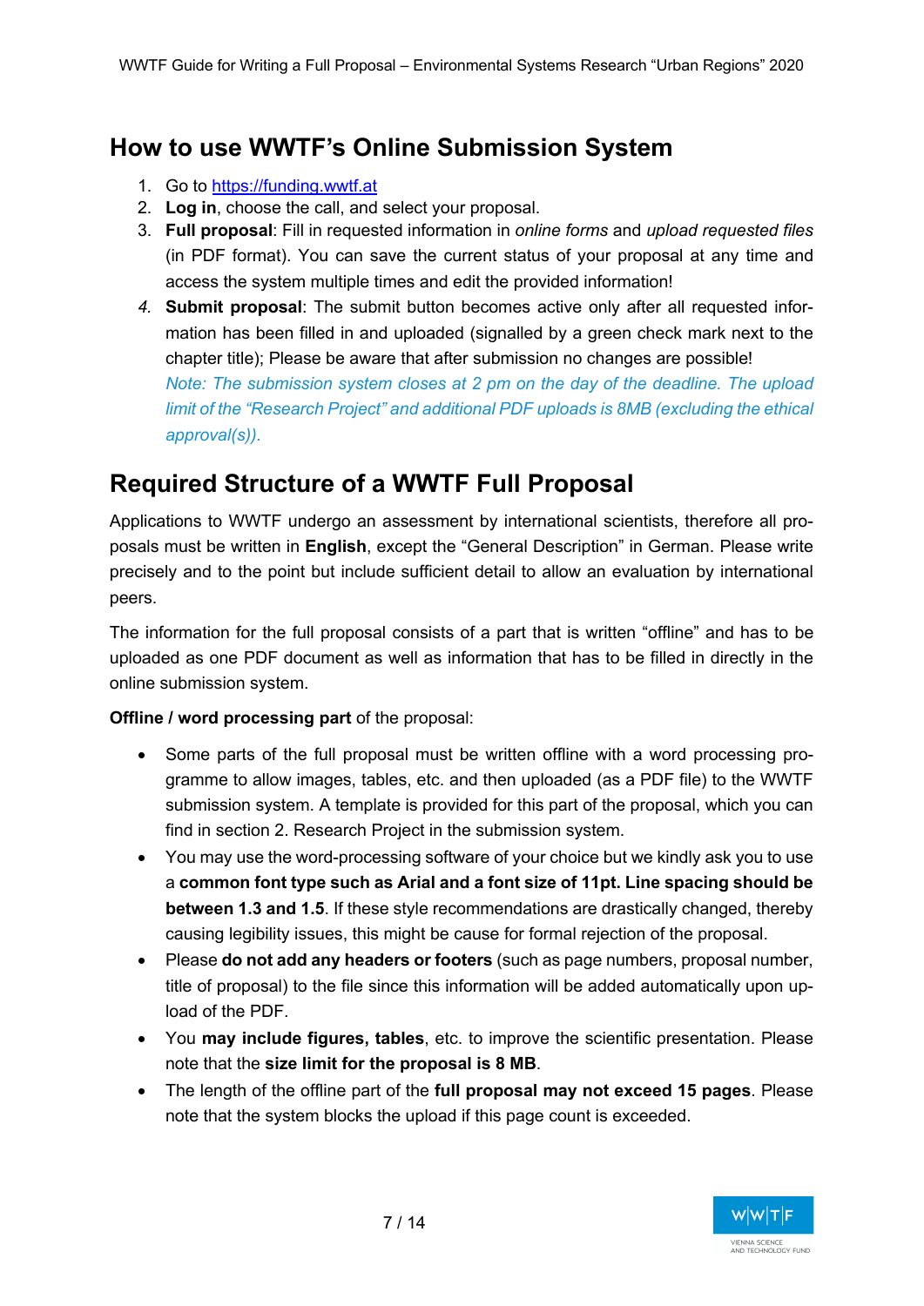## How to use WWTF's Online Submission System

1. Go to https://funding.wwtf.at
2. **Log in**, choose the call, and select your proposal.
3. **Full proposal**: Fill in requested information in *online forms* and *upload requested files* (in PDF format). You can save the current status of your proposal at any time and access the system multiple times and edit the provided information!
4. **Submit proposal**: The submit button becomes active only after all requested information has been filled in and uploaded (signalled by a green check mark next to the chapter title); Please be aware that after submission no changes are possible!
   *Note: The submission system closes at 2 pm on the day of the deadline. The upload limit of the "Research Project" and additional PDF uploads is 8MB (excluding the ethical approval(s)).*

## Required Structure of a WWTF Full Proposal

Applications to WWTF undergo an assessment by international scientists, therefore all proposals must be written in **English**, except the "General Description" in German. Please write precisely and to the point but include sufficient detail to allow an evaluation by international peers.

The information for the full proposal consists of a part that is written "offline" and has to be uploaded as one PDF document as well as information that has to be filled in directly in the online submission system.

**Offline / word processing part** of the proposal:

- Some parts of the full proposal must be written offline with a word processing programme to allow images, tables, etc. and then uploaded (as a PDF file) to the WWTF submission system. A template is provided for this part of the proposal, which you can find in section 2. Research Project in the submission system.
- You may use the word-processing software of your choice but we kindly ask you to use a **common font type such as Arial and a font size of 11pt. Line spacing should be between 1.3 and 1.5**. If these style recommendations are drastically changed, thereby causing legibility issues, this might be cause for formal rejection of the proposal.
- Please **do not add any headers or footers** (such as page numbers, proposal number, title of proposal) to the file since this information will be added automatically upon upload of the PDF.
- You **may include figures, tables**, etc. to improve the scientific presentation. Please note that the **size limit for the proposal is 8 MB**.
- The length of the offline part of the **full proposal may not exceed 15 pages**. Please note that the system blocks the upload if this page count is exceeded.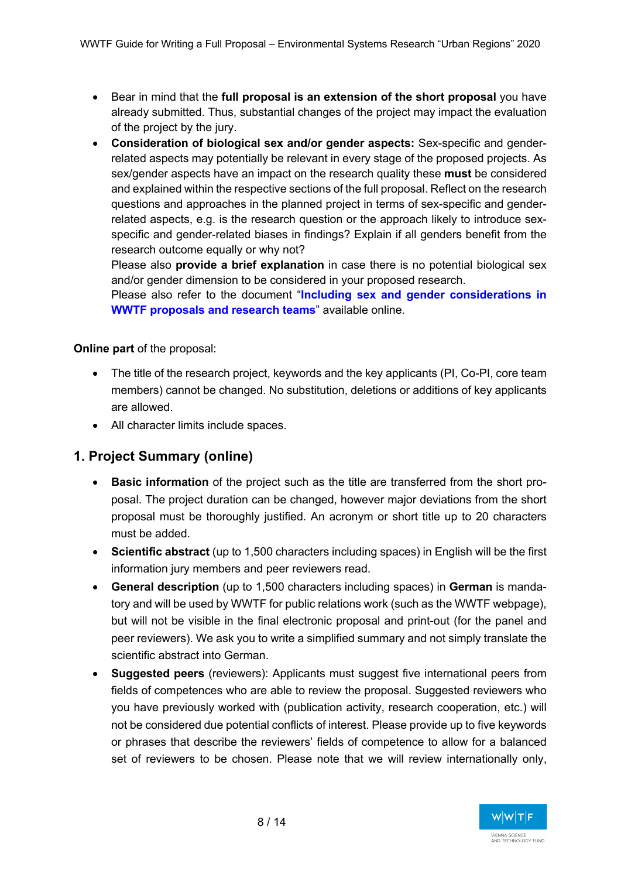- Bear in mind that the **full proposal is an extension of the short proposal** you have already submitted. Thus, substantial changes of the project may impact the evaluation of the project by the jury.
- **Consideration of biological sex and/or gender aspects:** Sex-specific and gender-related aspects may potentially be relevant in every stage of the proposed projects. As sex/gender aspects have an impact on the research quality these **must** be considered and explained within the respective sections of the full proposal. Reflect on the research questions and approaches in the planned project in terms of sex-specific and gender-related aspects, e.g. is the research question or the approach likely to introduce sex-specific and gender-related biases in findings? Explain if all genders benefit from the research outcome equally or why not?
  Please also **provide a brief explanation** in case there is no potential biological sex and/or gender dimension to be considered in your proposed research.
  Please also refer to the document "**Including sex and gender considerations in WWTF proposals and research teams**" available online.

**Online part** of the proposal:

- The title of the research project, keywords and the key applicants (PI, Co-PI, core team members) cannot be changed. No substitution, deletions or additions of key applicants are allowed.
- All character limits include spaces.

## 1. Project Summary (online)

- **Basic information** of the project such as the title are transferred from the short proposal. The project duration can be changed, however major deviations from the short proposal must be thoroughly justified. An acronym or short title up to 20 characters must be added.
- **Scientific abstract** (up to 1,500 characters including spaces) in English will be the first information jury members and peer reviewers read.
- **General description** (up to 1,500 characters including spaces) in **German** is mandatory and will be used by WWTF for public relations work (such as the WWTF webpage), but will not be visible in the final electronic proposal and print-out (for the panel and peer reviewers). We ask you to write a simplified summary and not simply translate the scientific abstract into German.
- **Suggested peers** (reviewers): Applicants must suggest five international peers from fields of competences who are able to review the proposal. Suggested reviewers who you have previously worked with (publication activity, research cooperation, etc.) will not be considered due potential conflicts of interest. Please provide up to five keywords or phrases that describe the reviewers' fields of competence to allow for a balanced set of reviewers to be chosen. Please note that we will review internationally only,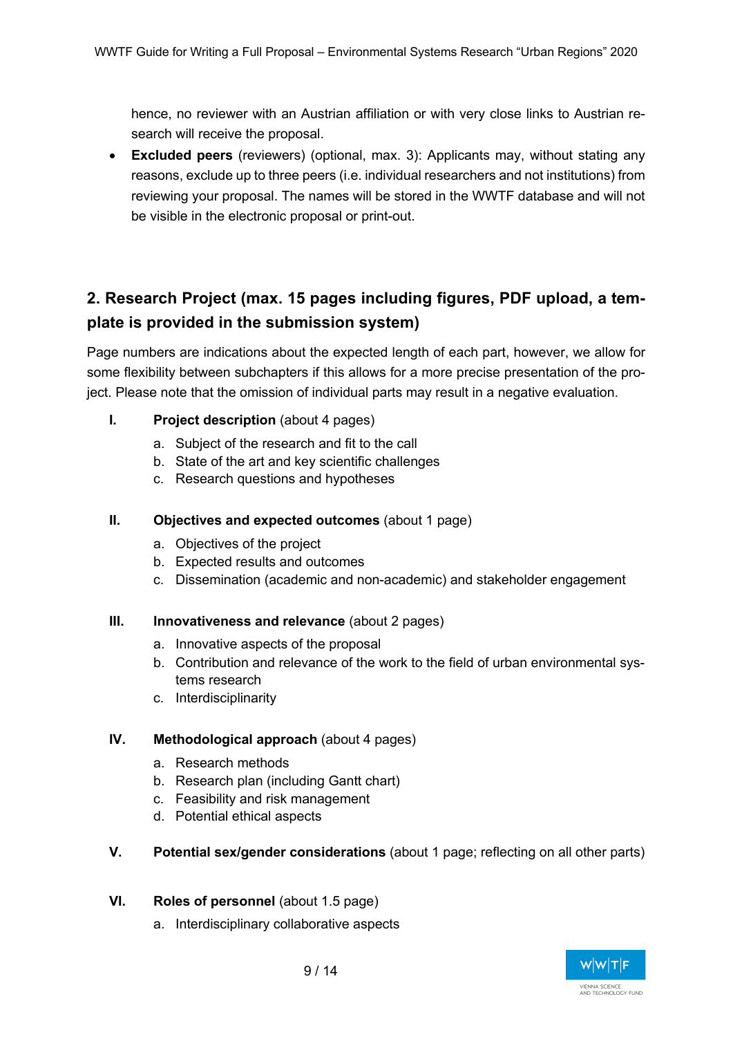hence, no reviewer with an Austrian affiliation or with very close links to Austrian research will receive the proposal.
- **Excluded peers** (reviewers) (optional, max. 3): Applicants may, without stating any reasons, exclude up to three peers (i.e. individual researchers and not institutions) from reviewing your proposal. The names will be stored in the WWTF database and will not be visible in the electronic proposal or print-out.

## 2. Research Project (max. 15 pages including figures, PDF upload, a template is provided in the submission system)

Page numbers are indications about the expected length of each part, however, we allow for some flexibility between subchapters if this allows for a more precise presentation of the project. Please note that the omission of individual parts may result in a negative evaluation.

**I. Project description** (about 4 pages)

a. Subject of the research and fit to the call
b. State of the art and key scientific challenges
c. Research questions and hypotheses

**II. Objectives and expected outcomes** (about 1 page)

a. Objectives of the project
b. Expected results and outcomes
c. Dissemination (academic and non-academic) and stakeholder engagement

**III. Innovativeness and relevance** (about 2 pages)

a. Innovative aspects of the proposal
b. Contribution and relevance of the work to the field of urban environmental systems research
c. Interdisciplinarity

**IV. Methodological approach** (about 4 pages)

a. Research methods
b. Research plan (including Gantt chart)
c. Feasibility and risk management
d. Potential ethical aspects

**V. Potential sex/gender considerations** (about 1 page; reflecting on all other parts)

**VI. Roles of personnel** (about 1.5 page)

a. Interdisciplinary collaborative aspects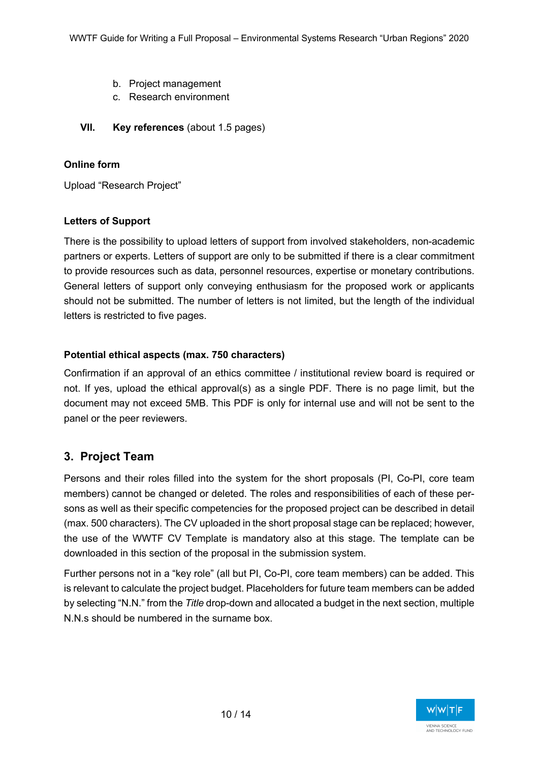b. Project management
   c. Research environment

VII. **Key references** (about 1.5 pages)

**Online form**

Upload "Research Project"

**Letters of Support**

There is the possibility to upload letters of support from involved stakeholders, non-academic partners or experts. Letters of support are only to be submitted if there is a clear commitment to provide resources such as data, personnel resources, expertise or monetary contributions. General letters of support only conveying enthusiasm for the proposed work or applicants should not be submitted. The number of letters is not limited, but the length of the individual letters is restricted to five pages.

**Potential ethical aspects (max. 750 characters)**

Confirmation if an approval of an ethics committee / institutional review board is required or not. If yes, upload the ethical approval(s) as a single PDF. There is no page limit, but the document may not exceed 5MB. This PDF is only for internal use and will not be sent to the panel or the peer reviewers.

## 3. Project Team

Persons and their roles filled into the system for the short proposals (PI, Co-PI, core team members) cannot be changed or deleted. The roles and responsibilities of each of these persons as well as their specific competencies for the proposed project can be described in detail (max. 500 characters). The CV uploaded in the short proposal stage can be replaced; however, the use of the WWTF CV Template is mandatory also at this stage. The template can be downloaded in this section of the proposal in the submission system.

Further persons not in a "key role" (all but PI, Co-PI, core team members) can be added. This is relevant to calculate the project budget. Placeholders for future team members can be added by selecting "N.N." from the *Title* drop-down and allocated a budget in the next section, multiple N.N.s should be numbered in the surname box.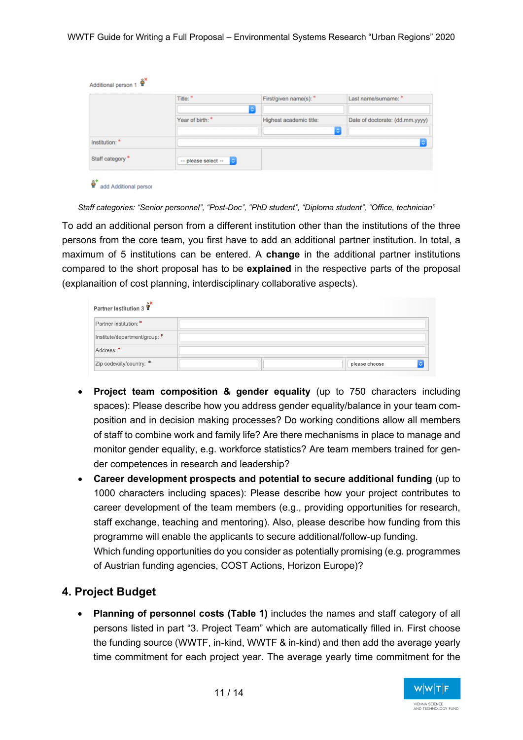Additional person 1

|  | Title: * | First/given name(s): * | Last name/surname: * |
| --- | --- | --- | --- |
|  | Year of birth: * | Highest academic title: | Date of doctorate: (dd.mm.yyyy) |
| Institution: * |  |  |  |
| Staff category * | -- please select -- |  |  |

add Additional person

*Staff categories: “Senior personnel”, “Post-Doc”, “PhD student”, “Diploma student”, “Office, technician”*

To add an additional person from a different institution other than the institutions of the three persons from the core team, you first have to add an additional partner institution. In total, a maximum of 5 institutions can be entered. A **change** in the additional partner institutions compared to the short proposal has to be **explained** in the respective parts of the proposal (explanaition of cost planning, interdisciplinary collaborative aspects).

Partner Institution 3

| Partner institution: * |  |  |  |
| --- | --- | --- | --- |
| Institute/department/group: * |  |  |  |
| Address: * |  |  |  |
| Zip code/city/country: * |  |  | please choose |

- **Project team composition & gender equality** (up to 750 characters including spaces): Please describe how you address gender equality/balance in your team composition and in decision making processes? Do working conditions allow all members of staff to combine work and family life? Are there mechanisms in place to manage and monitor gender equality, e.g. workforce statistics? Are team members trained for gender competences in research and leadership?
- **Career development prospects and potential to secure additional funding** (up to 1000 characters including spaces): Please describe how your project contributes to career development of the team members (e.g., providing opportunities for research, staff exchange, teaching and mentoring). Also, please describe how funding from this programme will enable the applicants to secure additional/follow-up funding.
  Which funding opportunities do you consider as potentially promising (e.g. programmes of Austrian funding agencies, COST Actions, Horizon Europe)?

## 4. Project Budget

- **Planning of personnel costs (Table 1)** includes the names and staff category of all persons listed in part “3. Project Team” which are automatically filled in. First choose the funding source (WWTF, in-kind, WWTF & in-kind) and then add the average yearly time commitment for each project year. The average yearly time commitment for the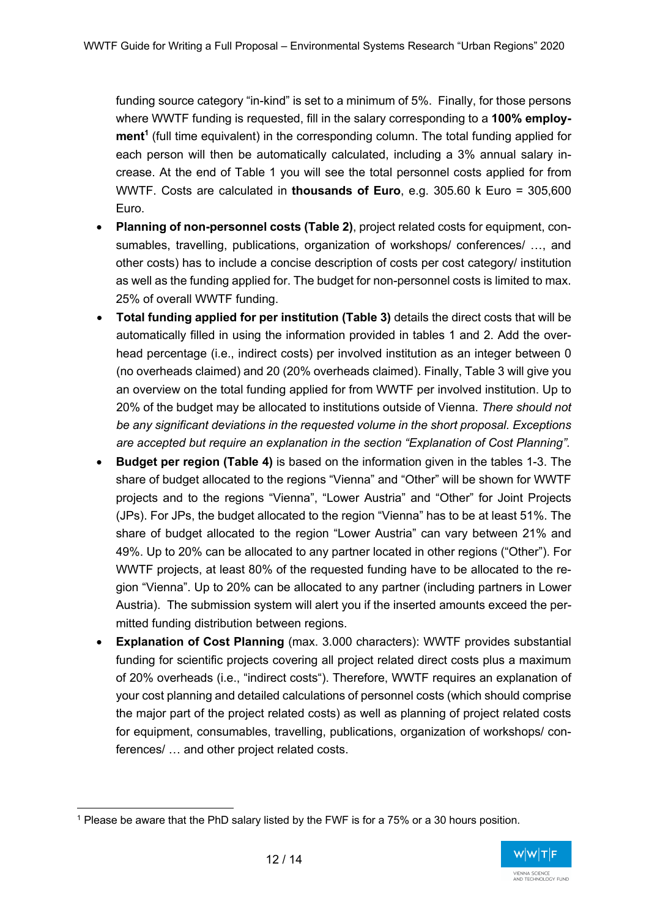funding source category "in-kind" is set to a minimum of 5%. Finally, for those persons where WWTF funding is requested, fill in the salary corresponding to a **100% employment**[1] (full time equivalent) in the corresponding column. The total funding applied for each person will then be automatically calculated, including a 3% annual salary increase. At the end of Table 1 you will see the total personnel costs applied for from WWTF. Costs are calculated in **thousands of Euro**, e.g. 305.60 k Euro = 305,600 Euro.

- **Planning of non-personnel costs (Table 2)**, project related costs for equipment, consumables, travelling, publications, organization of workshops/ conferences/ …, and other costs) has to include a concise description of costs per cost category/ institution as well as the funding applied for. The budget for non-personnel costs is limited to max. 25% of overall WWTF funding.
- **Total funding applied for per institution (Table 3)** details the direct costs that will be automatically filled in using the information provided in tables 1 and 2. Add the overhead percentage (i.e., indirect costs) per involved institution as an integer between 0 (no overheads claimed) and 20 (20% overheads claimed). Finally, Table 3 will give you an overview on the total funding applied for from WWTF per involved institution. Up to 20% of the budget may be allocated to institutions outside of Vienna. *There should not be any significant deviations in the requested volume in the short proposal. Exceptions are accepted but require an explanation in the section "Explanation of Cost Planning".*
- **Budget per region (Table 4)** is based on the information given in the tables 1-3. The share of budget allocated to the regions "Vienna" and "Other" will be shown for WWTF projects and to the regions "Vienna", "Lower Austria" and "Other" for Joint Projects (JPs). For JPs, the budget allocated to the region "Vienna" has to be at least 51%. The share of budget allocated to the region "Lower Austria" can vary between 21% and 49%. Up to 20% can be allocated to any partner located in other regions ("Other"). For WWTF projects, at least 80% of the requested funding have to be allocated to the region "Vienna". Up to 20% can be allocated to any partner (including partners in Lower Austria). The submission system will alert you if the inserted amounts exceed the permitted funding distribution between regions.
- **Explanation of Cost Planning** (max. 3.000 characters): WWTF provides substantial funding for scientific projects covering all project related direct costs plus a maximum of 20% overheads (i.e., "indirect costs"). Therefore, WWTF requires an explanation of your cost planning and detailed calculations of personnel costs (which should comprise the major part of the project related costs) as well as planning of project related costs for equipment, consumables, travelling, publications, organization of workshops/ conferences/ … and other project related costs.

[1] Please be aware that the PhD salary listed by the FWF is for a 75% or a 30 hours position.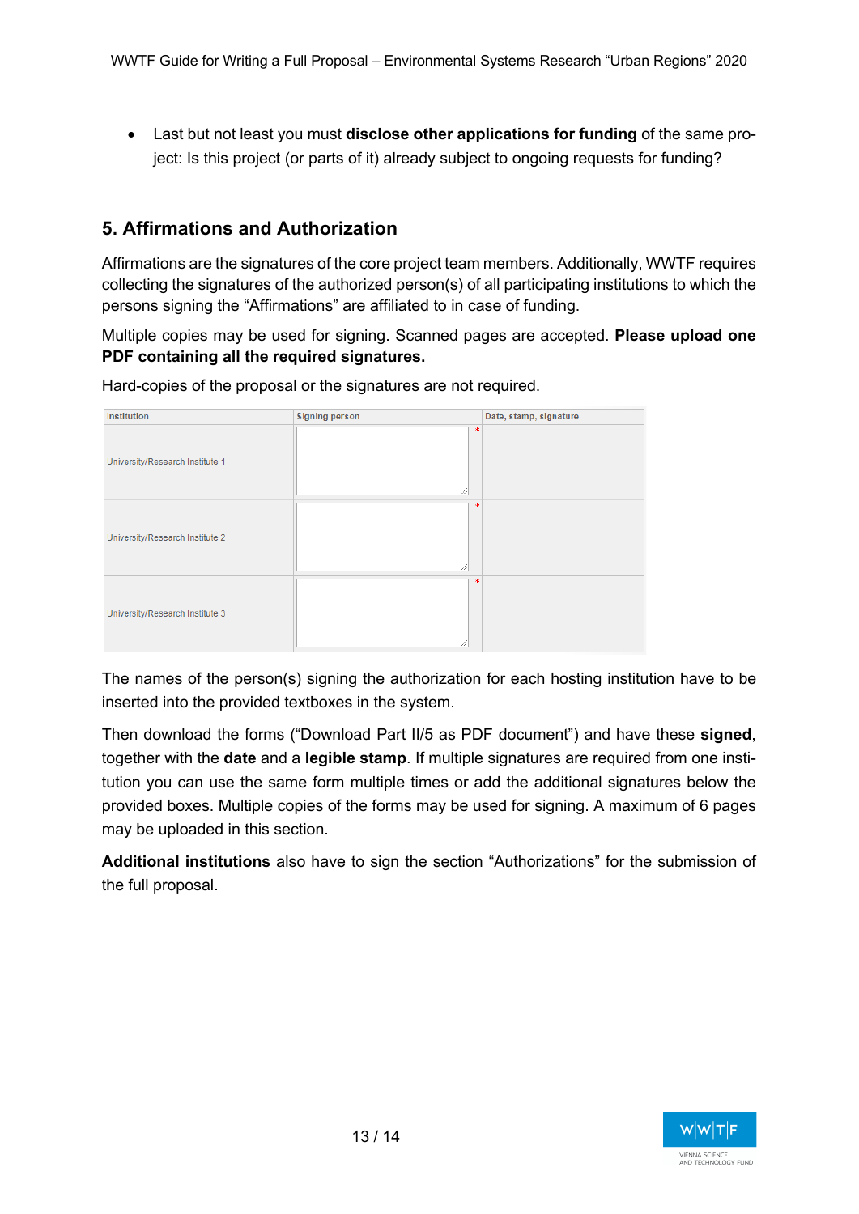- Last but not least you must **disclose other applications for funding** of the same project: Is this project (or parts of it) already subject to ongoing requests for funding?

## 5. Affirmations and Authorization

Affirmations are the signatures of the core project team members. Additionally, WWTF requires collecting the signatures of the authorized person(s) of all participating institutions to which the persons signing the "Affirmations" are affiliated to in case of funding.

Multiple copies may be used for signing. Scanned pages are accepted. **Please upload one PDF containing all the required signatures.**

Hard-copies of the proposal or the signatures are not required.

| Institution | Signing person | Date, stamp, signature |
|---|---|---|
| University/Research Institute 1 | * | |
| University/Research Institute 2 | * | |
| University/Research Institute 3 | * | |

The names of the person(s) signing the authorization for each hosting institution have to be inserted into the provided textboxes in the system.

Then download the forms ("Download Part II/5 as PDF document") and have these **signed**, together with the **date** and a **legible stamp**. If multiple signatures are required from one institution you can use the same form multiple times or add the additional signatures below the provided boxes. Multiple copies of the forms may be used for signing. A maximum of 6 pages may be uploaded in this section.

**Additional institutions** also have to sign the section "Authorizations" for the submission of the full proposal.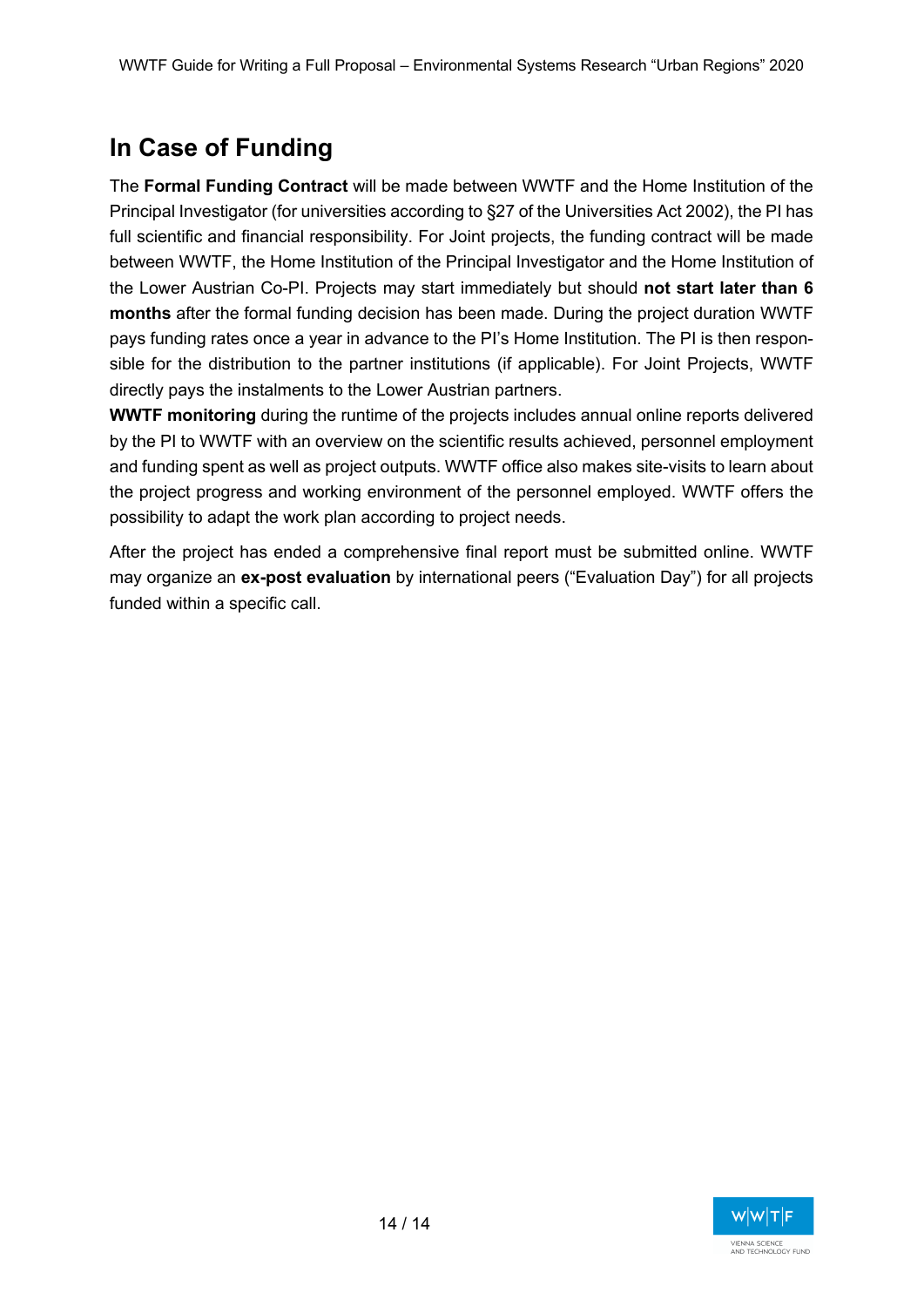## In Case of Funding

The **Formal Funding Contract** will be made between WWTF and the Home Institution of the Principal Investigator (for universities according to §27 of the Universities Act 2002), the PI has full scientific and financial responsibility. For Joint projects, the funding contract will be made between WWTF, the Home Institution of the Principal Investigator and the Home Institution of the Lower Austrian Co-PI. Projects may start immediately but should **not start later than 6 months** after the formal funding decision has been made. During the project duration WWTF pays funding rates once a year in advance to the PI's Home Institution. The PI is then responsible for the distribution to the partner institutions (if applicable). For Joint Projects, WWTF directly pays the instalments to the Lower Austrian partners.

**WWTF monitoring** during the runtime of the projects includes annual online reports delivered by the PI to WWTF with an overview on the scientific results achieved, personnel employment and funding spent as well as project outputs. WWTF office also makes site-visits to learn about the project progress and working environment of the personnel employed. WWTF offers the possibility to adapt the work plan according to project needs.

After the project has ended a comprehensive final report must be submitted online. WWTF may organize an **ex-post evaluation** by international peers ("Evaluation Day") for all projects funded within a specific call.